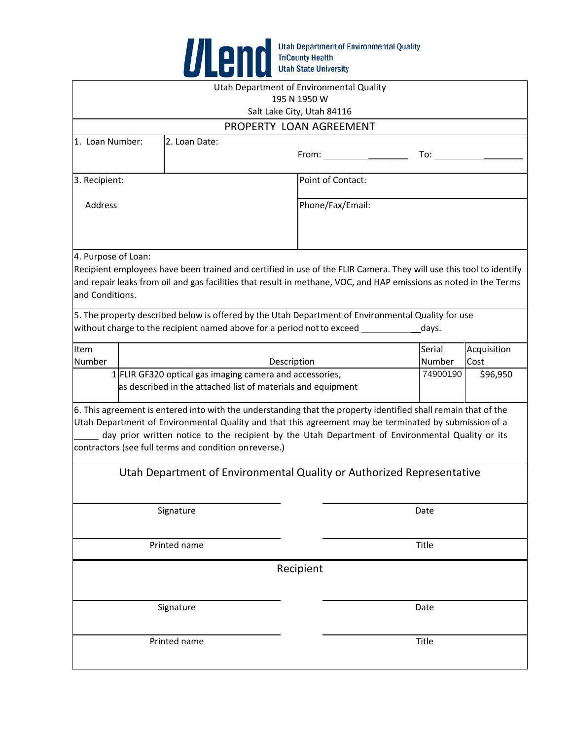**ULend** — Utah Department of Environmental Quality, TriCounty Health, Utah State University

Utah Department of Environmental Quality
195 N 1950 W
Salt Lake City, Utah 84116

## PROPERTY LOAN AGREEMENT

| 1. Loan Number: | 2. Loan Date: From: ____________________ To: ____________________ |
|---|---|

| 3. Recipient: | Point of Contact: |
|---|---|
| Address: | Phone/Fax/Email: |

4. Purpose of Loan:
Recipient employees have been trained and certified in use of the FLIR Camera. They will use this tool to identify and repair leaks from oil and gas facilities that result in methane, VOC, and HAP emissions as noted in the Terms and Conditions.

5. The property described below is offered by the Utah Department of Environmental Quality for use without charge to the recipient named above for a period not to exceed ______________days.

| Item Number | Description | Serial Number | Acquisition Cost |
|---|---|---|---|
| 1 | FLIR GF320 optical gas imaging camera and accessories, as described in the attached list of materials and equipment | 74900190 | $96,950 |

6. This agreement is entered into with the understanding that the property identified shall remain that of the Utah Department of Environmental Quality and that this agreement may be terminated by submission of a _____ day prior written notice to the recipient by the Utah Department of Environmental Quality or its contractors (see full terms and condition onreverse.)

### Utah Department of Environmental Quality or Authorized Representative

_______________________________ _______________________________
Signature Date

_______________________________ _______________________________
Printed name Title

### Recipient

_______________________________ _______________________________
Signature Date

_______________________________ _______________________________
Printed name Title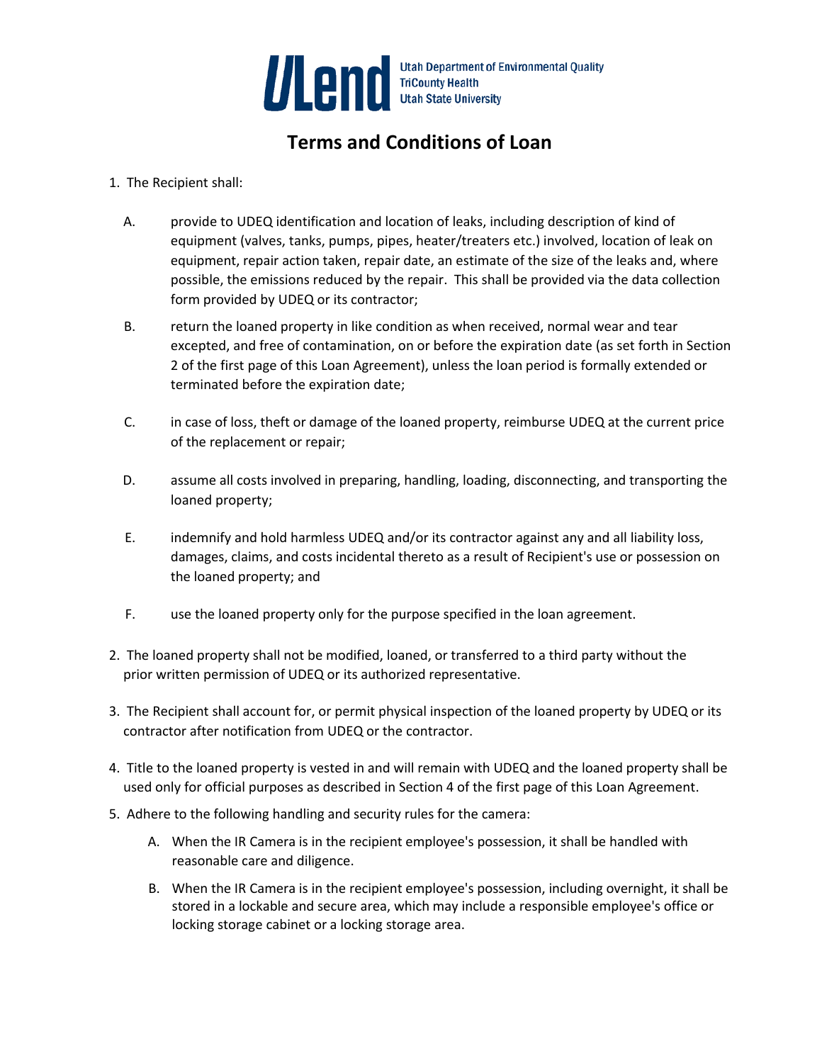ULend — Utah Department of Environmental Quality, TriCounty Health, Utah State University

# Terms and Conditions of Loan

1. The Recipient shall:

   A. provide to UDEQ identification and location of leaks, including description of kind of equipment (valves, tanks, pumps, pipes, heater/treaters etc.) involved, location of leak on equipment, repair action taken, repair date, an estimate of the size of the leaks and, where possible, the emissions reduced by the repair. This shall be provided via the data collection form provided by UDEQ or its contractor;

   B. return the loaned property in like condition as when received, normal wear and tear excepted, and free of contamination, on or before the expiration date (as set forth in Section 2 of the first page of this Loan Agreement), unless the loan period is formally extended or terminated before the expiration date;

   C. in case of loss, theft or damage of the loaned property, reimburse UDEQ at the current price of the replacement or repair;

   D. assume all costs involved in preparing, handling, loading, disconnecting, and transporting the loaned property;

   E. indemnify and hold harmless UDEQ and/or its contractor against any and all liability loss, damages, claims, and costs incidental thereto as a result of Recipient's use or possession on the loaned property; and

   F. use the loaned property only for the purpose specified in the loan agreement.

2. The loaned property shall not be modified, loaned, or transferred to a third party without the prior written permission of UDEQ or its authorized representative.

3. The Recipient shall account for, or permit physical inspection of the loaned property by UDEQ or its contractor after notification from UDEQ or the contractor.

4. Title to the loaned property is vested in and will remain with UDEQ and the loaned property shall be used only for official purposes as described in Section 4 of the first page of this Loan Agreement.

5. Adhere to the following handling and security rules for the camera:

   A. When the IR Camera is in the recipient employee's possession, it shall be handled with reasonable care and diligence.

   B. When the IR Camera is in the recipient employee's possession, including overnight, it shall be stored in a lockable and secure area, which may include a responsible employee's office or locking storage cabinet or a locking storage area.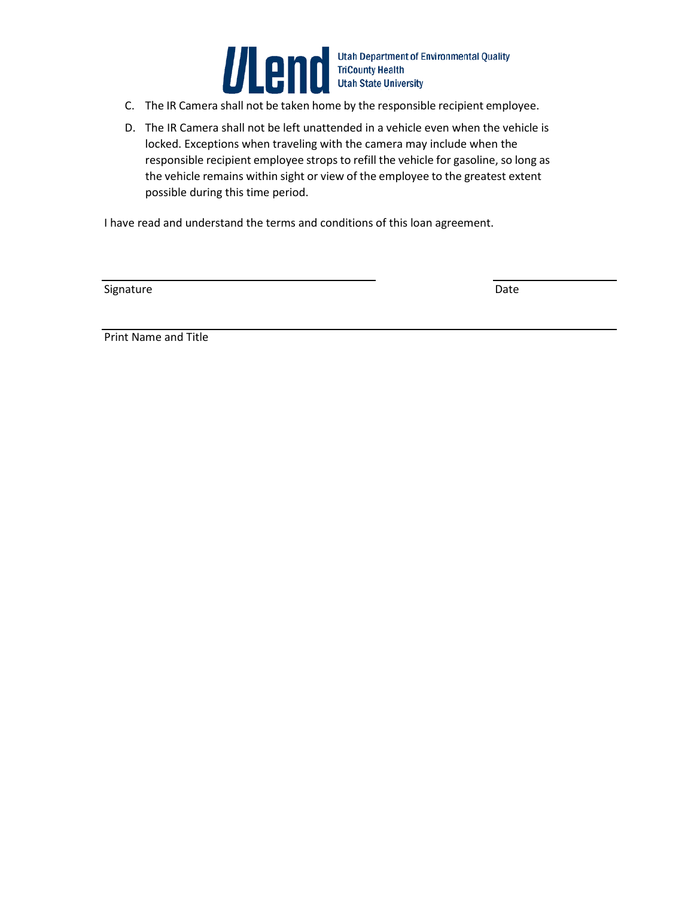C. The IR Camera shall not be taken home by the responsible recipient employee.

D. The IR Camera shall not be left unattended in a vehicle even when the vehicle is locked. Exceptions when traveling with the camera may include when the responsible recipient employee strops to refill the vehicle for gasoline, so long as the vehicle remains within sight or view of the employee to the greatest extent possible during this time period.

I have read and understand the terms and conditions of this loan agreement.

\_\_\_\_\_\_\_\_\_\_\_\_\_\_\_\_\_\_\_\_\_\_\_\_\_\_\_\_\_\_\_\_\_\_\_\_\_\_\_\_ \_\_\_\_\_\_\_\_\_\_\_\_\_\_\_\_\_\_\_\_

Signature Date

\_\_\_\_\_\_\_\_\_\_\_\_\_\_\_\_\_\_\_\_\_\_\_\_\_\_\_\_\_\_\_\_\_\_\_\_\_\_\_\_\_\_\_\_\_\_\_\_\_\_\_\_\_\_\_\_\_\_\_\_\_\_\_\_\_\_\_\_\_\_\_\_

Print Name and Title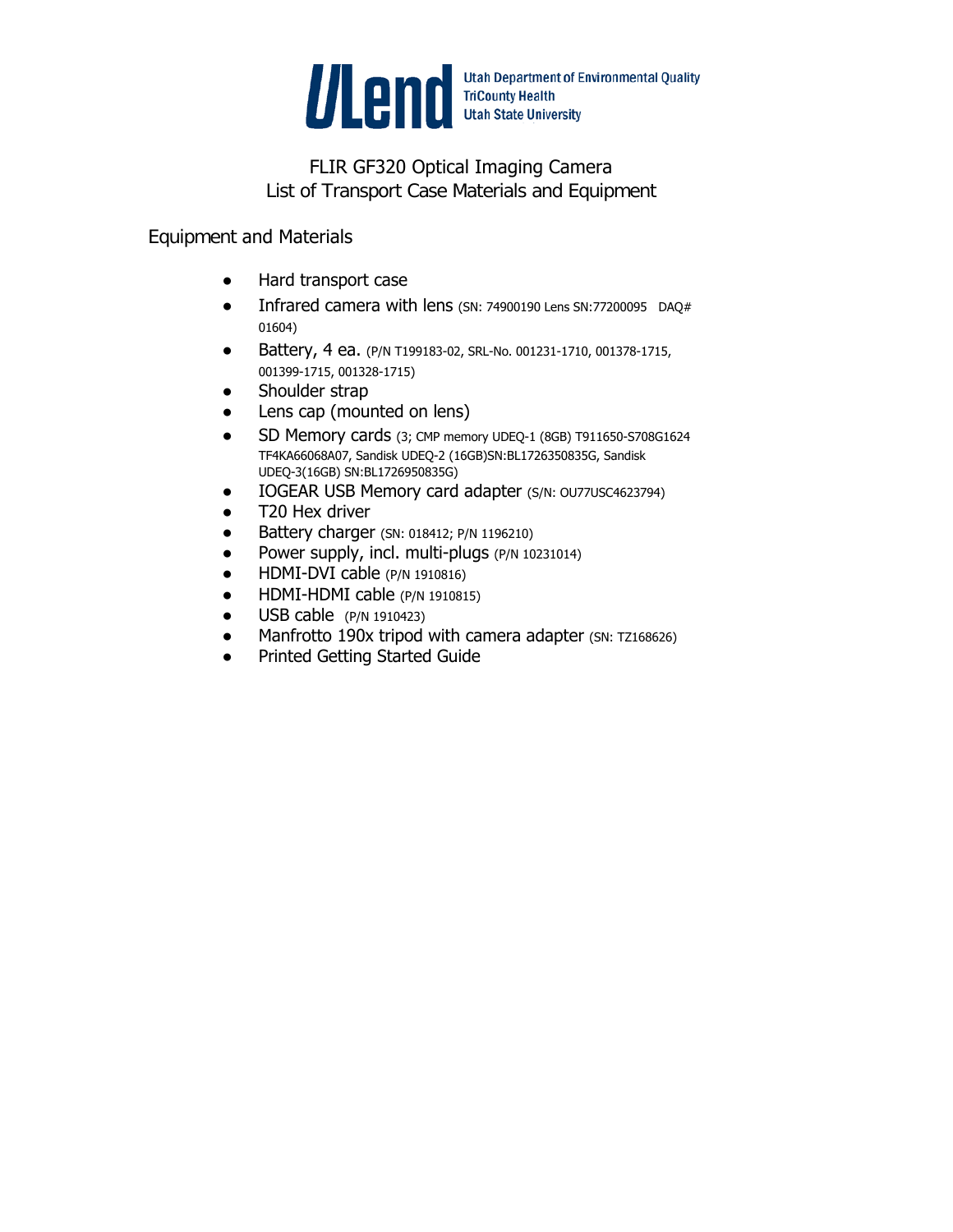UDEQ Utah Department of Environmental Quality
TriCounty Health
Utah State University

# FLIR GF320 Optical Imaging Camera
# List of Transport Case Materials and Equipment

## Equipment and Materials

- Hard transport case
- Infrared camera with lens (SN: 74900190 Lens SN:77200095 DAQ# 01604)
- Battery, 4 ea. (P/N T199183-02, SRL-No. 001231-1710, 001378-1715, 001399-1715, 001328-1715)
- Shoulder strap
- Lens cap (mounted on lens)
- SD Memory cards (3; CMP memory UDEQ-1 (8GB) T911650-S708G1624 TF4KA66068A07, Sandisk UDEQ-2 (16GB)SN:BL1726350835G, Sandisk UDEQ-3(16GB) SN:BL1726950835G)
- IOGEAR USB Memory card adapter (S/N: OU77USC4623794)
- T20 Hex driver
- Battery charger (SN: 018412; P/N 1196210)
- Power supply, incl. multi-plugs (P/N 10231014)
- HDMI-DVI cable (P/N 1910816)
- HDMI-HDMI cable (P/N 1910815)
- USB cable (P/N 1910423)
- Manfrotto 190x tripod with camera adapter (SN: TZ168626)
- Printed Getting Started Guide